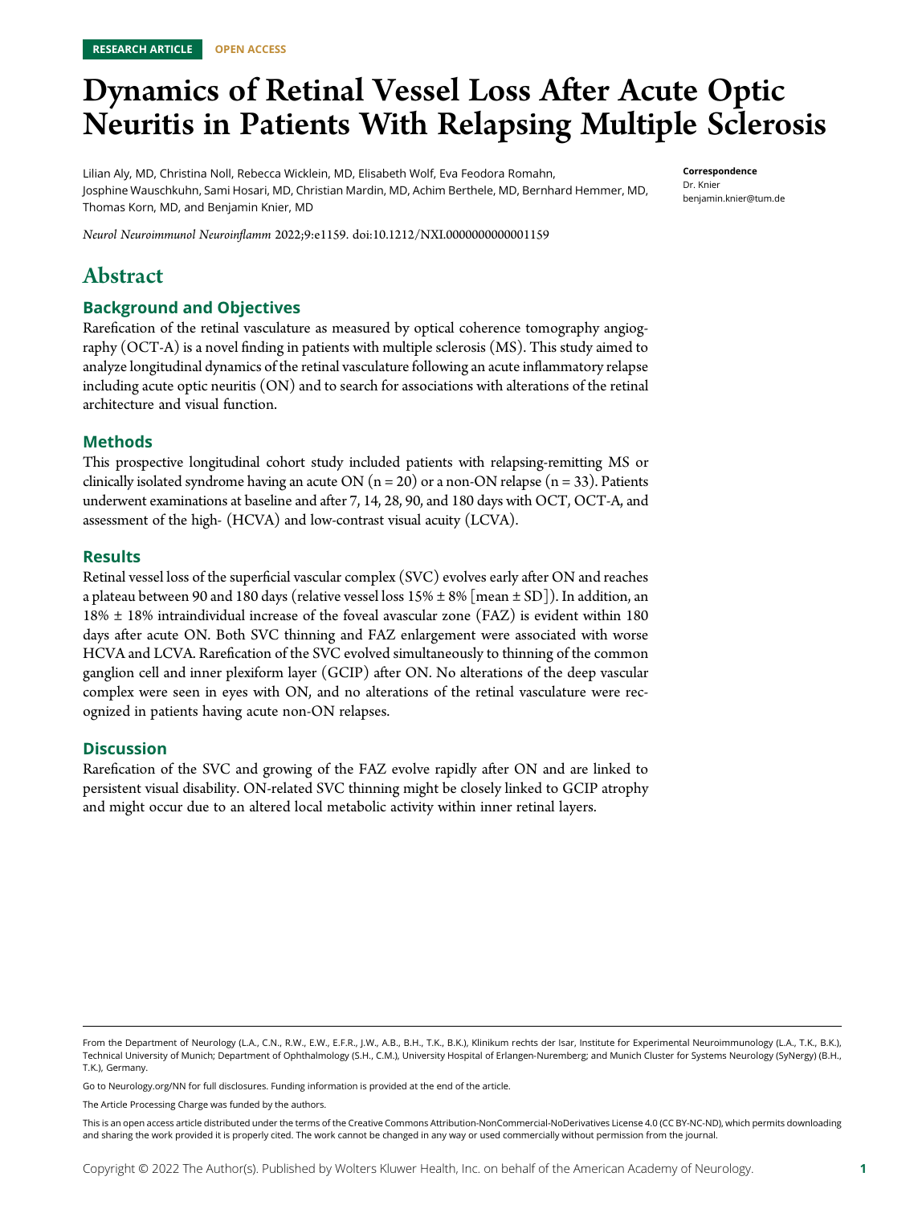RESEARCH ARTICLE OPEN ACCESS

# Dynamics of Retinal Vessel Loss After Acute Optic Neuritis in Patients With Relapsing Multiple Sclerosis

Lilian Aly, MD, Christina Noll, Rebecca Wicklein, MD, Elisabeth Wolf, Eva Feodora Romahn, Josphine Wauschkuhn, Sami Hosari, MD, Christian Mardin, MD, Achim Berthele, MD, Bernhard Hemmer, MD, Thomas Korn, MD, and Benjamin Knier, MD

**Correspondence**
Dr. Knier
benjamin.knier@tum.de

*Neurol Neuroimmunol Neuroinflamm* 2022;9:e1159. doi:10.1212/NXI.0000000000001159

## Abstract

### Background and Objectives

Rarefication of the retinal vasculature as measured by optical coherence tomography angiography (OCT-A) is a novel finding in patients with multiple sclerosis (MS). This study aimed to analyze longitudinal dynamics of the retinal vasculature following an acute inflammatory relapse including acute optic neuritis (ON) and to search for associations with alterations of the retinal architecture and visual function.

### Methods

This prospective longitudinal cohort study included patients with relapsing-remitting MS or clinically isolated syndrome having an acute ON (n = 20) or a non-ON relapse (n = 33). Patients underwent examinations at baseline and after 7, 14, 28, 90, and 180 days with OCT, OCT-A, and assessment of the high- (HCVA) and low-contrast visual acuity (LCVA).

### Results

Retinal vessel loss of the superficial vascular complex (SVC) evolves early after ON and reaches a plateau between 90 and 180 days (relative vessel loss 15% ± 8% [mean ± SD]). In addition, an 18% ± 18% intraindividual increase of the foveal avascular zone (FAZ) is evident within 180 days after acute ON. Both SVC thinning and FAZ enlargement were associated with worse HCVA and LCVA. Rarefication of the SVC evolved simultaneously to thinning of the common ganglion cell and inner plexiform layer (GCIP) after ON. No alterations of the deep vascular complex were seen in eyes with ON, and no alterations of the retinal vasculature were recognized in patients having acute non-ON relapses.

### Discussion

Rarefication of the SVC and growing of the FAZ evolve rapidly after ON and are linked to persistent visual disability. ON-related SVC thinning might be closely linked to GCIP atrophy and might occur due to an altered local metabolic activity within inner retinal layers.

From the Department of Neurology (L.A., C.N., R.W., E.W., E.F.R., J.W., A.B., B.H., T.K., B.K.), Klinikum rechts der Isar, Institute for Experimental Neuroimmunology (L.A., T.K., B.K.), Technical University of Munich; Department of Ophthalmology (S.H., C.M.), University Hospital of Erlangen-Nuremberg; and Munich Cluster for Systems Neurology (SyNergy) (B.H., T.K.), Germany.

Go to Neurology.org/NN for full disclosures. Funding information is provided at the end of the article.

The Article Processing Charge was funded by the authors.

This is an open access article distributed under the terms of the Creative Commons Attribution-NonCommercial-NoDerivatives License 4.0 (CC BY-NC-ND), which permits downloading and sharing the work provided it is properly cited. The work cannot be changed in any way or used commercially without permission from the journal.

Copyright © 2022 The Author(s). Published by Wolters Kluwer Health, Inc. on behalf of the American Academy of Neurology.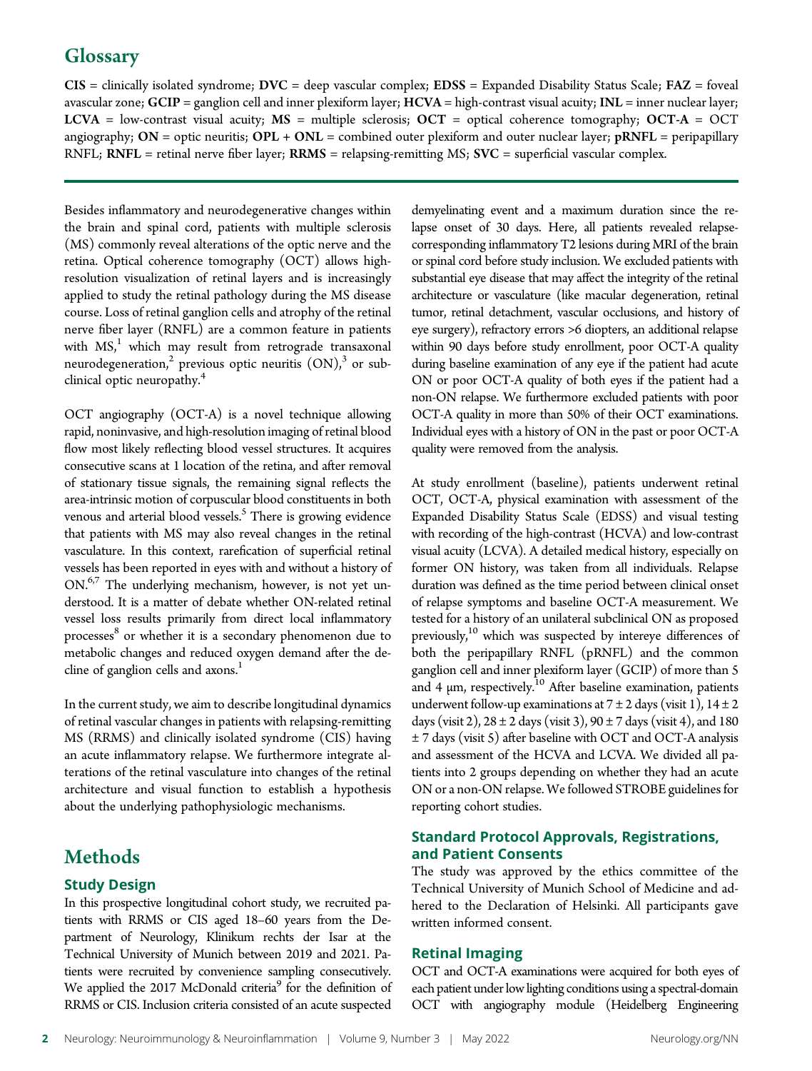## Glossary

**CIS** = clinically isolated syndrome; **DVC** = deep vascular complex; **EDSS** = Expanded Disability Status Scale; **FAZ** = foveal avascular zone; **GCIP** = ganglion cell and inner plexiform layer; **HCVA** = high-contrast visual acuity; **INL** = inner nuclear layer; **LCVA** = low-contrast visual acuity; **MS** = multiple sclerosis; **OCT** = optical coherence tomography; **OCT-A** = OCT angiography; **ON** = optic neuritis; **OPL + ONL** = combined outer plexiform and outer nuclear layer; **pRNFL** = peripapillary RNFL; **RNFL** = retinal nerve fiber layer; **RRMS** = relapsing-remitting MS; **SVC** = superficial vascular complex.

Besides inflammatory and neurodegenerative changes within the brain and spinal cord, patients with multiple sclerosis (MS) commonly reveal alterations of the optic nerve and the retina. Optical coherence tomography (OCT) allows high-resolution visualization of retinal layers and is increasingly applied to study the retinal pathology during the MS disease course. Loss of retinal ganglion cells and atrophy of the retinal nerve fiber layer (RNFL) are a common feature in patients with MS,[1] which may result from retrograde transaxonal neurodegeneration,[2] previous optic neuritis (ON),[3] or subclinical optic neuropathy.[4]

OCT angiography (OCT-A) is a novel technique allowing rapid, noninvasive, and high-resolution imaging of retinal blood flow most likely reflecting blood vessel structures. It acquires consecutive scans at 1 location of the retina, and after removal of stationary tissue signals, the remaining signal reflects the area-intrinsic motion of corpuscular blood constituents in both venous and arterial blood vessels.[5] There is growing evidence that patients with MS may also reveal changes in the retinal vasculature. In this context, rarefication of superficial retinal vessels has been reported in eyes with and without a history of ON.[6,7] The underlying mechanism, however, is not yet understood. It is a matter of debate whether ON-related retinal vessel loss results primarily from direct local inflammatory processes[8] or whether it is a secondary phenomenon due to metabolic changes and reduced oxygen demand after the decline of ganglion cells and axons.[1]

In the current study, we aim to describe longitudinal dynamics of retinal vascular changes in patients with relapsing-remitting MS (RRMS) and clinically isolated syndrome (CIS) having an acute inflammatory relapse. We furthermore integrate alterations of the retinal vasculature into changes of the retinal architecture and visual function to establish a hypothesis about the underlying pathophysiologic mechanisms.

# Methods

## Study Design

In this prospective longitudinal cohort study, we recruited patients with RRMS or CIS aged 18–60 years from the Department of Neurology, Klinikum rechts der Isar at the Technical University of Munich between 2019 and 2021. Patients were recruited by convenience sampling consecutively. We applied the 2017 McDonald criteria[9] for the definition of RRMS or CIS. Inclusion criteria consisted of an acute suspected demyelinating event and a maximum duration since the relapse onset of 30 days. Here, all patients revealed relapse-corresponding inflammatory T2 lesions during MRI of the brain or spinal cord before study inclusion. We excluded patients with substantial eye disease that may affect the integrity of the retinal architecture or vasculature (like macular degeneration, retinal tumor, retinal detachment, vascular occlusions, and history of eye surgery), refractory errors >6 diopters, an additional relapse within 90 days before study enrollment, poor OCT-A quality during baseline examination of any eye if the patient had acute ON or poor OCT-A quality of both eyes if the patient had a non-ON relapse. We furthermore excluded patients with poor OCT-A quality in more than 50% of their OCT examinations. Individual eyes with a history of ON in the past or poor OCT-A quality were removed from the analysis.

At study enrollment (baseline), patients underwent retinal OCT, OCT-A, physical examination with assessment of the Expanded Disability Status Scale (EDSS) and visual testing with recording of the high-contrast (HCVA) and low-contrast visual acuity (LCVA). A detailed medical history, especially on former ON history, was taken from all individuals. Relapse duration was defined as the time period between clinical onset of relapse symptoms and baseline OCT-A measurement. We tested for a history of an unilateral subclinical ON as proposed previously,[10] which was suspected by intereye differences of both the peripapillary RNFL (pRNFL) and the common ganglion cell and inner plexiform layer (GCIP) of more than 5 and 4 μm, respectively.[10] After baseline examination, patients underwent follow-up examinations at 7 ± 2 days (visit 1), 14 ± 2 days (visit 2), 28 ± 2 days (visit 3), 90 ± 7 days (visit 4), and 180 ± 7 days (visit 5) after baseline with OCT and OCT-A analysis and assessment of the HCVA and LCVA. We divided all patients into 2 groups depending on whether they had an acute ON or a non-ON relapse. We followed STROBE guidelines for reporting cohort studies.

## Standard Protocol Approvals, Registrations, and Patient Consents

The study was approved by the ethics committee of the Technical University of Munich School of Medicine and adhered to the Declaration of Helsinki. All participants gave written informed consent.

## Retinal Imaging

OCT and OCT-A examinations were acquired for both eyes of each patient under low lighting conditions using a spectral-domain OCT with angiography module (Heidelberg Engineering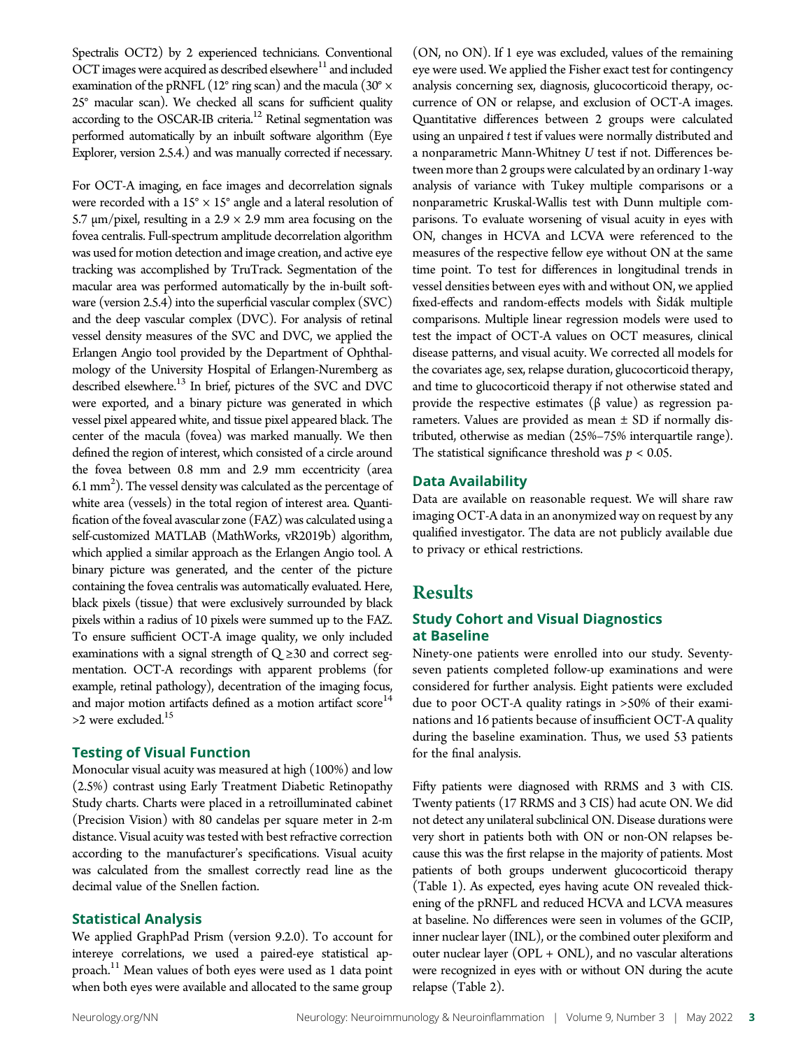Spectralis OCT2) by 2 experienced technicians. Conventional OCT images were acquired as described elsewhere[11] and included examination of the pRNFL (12° ring scan) and the macula (30° × 25° macular scan). We checked all scans for sufficient quality according to the OSCAR-IB criteria.[12] Retinal segmentation was performed automatically by an inbuilt software algorithm (Eye Explorer, version 2.5.4.) and was manually corrected if necessary.

For OCT-A imaging, en face images and decorrelation signals were recorded with a 15° × 15° angle and a lateral resolution of 5.7 µm/pixel, resulting in a 2.9 × 2.9 mm area focusing on the fovea centralis. Full-spectrum amplitude decorrelation algorithm was used for motion detection and image creation, and active eye tracking was accomplished by TruTrack. Segmentation of the macular area was performed automatically by the in-built software (version 2.5.4) into the superficial vascular complex (SVC) and the deep vascular complex (DVC). For analysis of retinal vessel density measures of the SVC and DVC, we applied the Erlangen Angio tool provided by the Department of Ophthalmology of the University Hospital of Erlangen-Nuremberg as described elsewhere.[13] In brief, pictures of the SVC and DVC were exported, and a binary picture was generated in which vessel pixel appeared white, and tissue pixel appeared black. The center of the macula (fovea) was marked manually. We then defined the region of interest, which consisted of a circle around the fovea between 0.8 mm and 2.9 mm eccentricity (area 6.1 mm$^2$). The vessel density was calculated as the percentage of white area (vessels) in the total region of interest area. Quantification of the foveal avascular zone (FAZ) was calculated using a self-customized MATLAB (MathWorks, vR2019b) algorithm, which applied a similar approach as the Erlangen Angio tool. A binary picture was generated, and the center of the picture containing the fovea centralis was automatically evaluated. Here, black pixels (tissue) that were exclusively surrounded by black pixels within a radius of 10 pixels were summed up to the FAZ. To ensure sufficient OCT-A image quality, we only included examinations with a signal strength of Q ≥30 and correct segmentation. OCT-A recordings with apparent problems (for example, retinal pathology), decentration of the imaging focus, and major motion artifacts defined as a motion artifact score[14] >2 were excluded.[15]

### Testing of Visual Function

Monocular visual acuity was measured at high (100%) and low (2.5%) contrast using Early Treatment Diabetic Retinopathy Study charts. Charts were placed in a retroilluminated cabinet (Precision Vision) with 80 candelas per square meter in 2-m distance. Visual acuity was tested with best refractive correction according to the manufacturer's specifications. Visual acuity was calculated from the smallest correctly read line as the decimal value of the Snellen faction.

### Statistical Analysis

We applied GraphPad Prism (version 9.2.0). To account for intereye correlations, we used a paired-eye statistical approach.[11] Mean values of both eyes were used as 1 data point when both eyes were available and allocated to the same group (ON, no ON). If 1 eye was excluded, values of the remaining eye were used. We applied the Fisher exact test for contingency analysis concerning sex, diagnosis, glucocorticoid therapy, occurrence of ON or relapse, and exclusion of OCT-A images. Quantitative differences between 2 groups were calculated using an unpaired *t* test if values were normally distributed and a nonparametric Mann-Whitney *U* test if not. Differences between more than 2 groups were calculated by an ordinary 1-way analysis of variance with Tukey multiple comparisons or a nonparametric Kruskal-Wallis test with Dunn multiple comparisons. To evaluate worsening of visual acuity in eyes with ON, changes in HCVA and LCVA were referenced to the measures of the respective fellow eye without ON at the same time point. To test for differences in longitudinal trends in vessel densities between eyes with and without ON, we applied fixed-effects and random-effects models with Šidák multiple comparisons. Multiple linear regression models were used to test the impact of OCT-A values on OCT measures, clinical disease patterns, and visual acuity. We corrected all models for the covariates age, sex, relapse duration, glucocorticoid therapy, and time to glucocorticoid therapy if not otherwise stated and provide the respective estimates (β value) as regression parameters. Values are provided as mean ± SD if normally distributed, otherwise as median (25%–75% interquartile range). The statistical significance threshold was $p < 0.05$.

### Data Availability

Data are available on reasonable request. We will share raw imaging OCT-A data in an anonymized way on request by any qualified investigator. The data are not publicly available due to privacy or ethical restrictions.

## Results

### Study Cohort and Visual Diagnostics at Baseline

Ninety-one patients were enrolled into our study. Seventy-seven patients completed follow-up examinations and were considered for further analysis. Eight patients were excluded due to poor OCT-A quality ratings in >50% of their examinations and 16 patients because of insufficient OCT-A quality during the baseline examination. Thus, we used 53 patients for the final analysis.

Fifty patients were diagnosed with RRMS and 3 with CIS. Twenty patients (17 RRMS and 3 CIS) had acute ON. We did not detect any unilateral subclinical ON. Disease durations were very short in patients both with ON or non-ON relapses because this was the first relapse in the majority of patients. Most patients of both groups underwent glucocorticoid therapy (Table 1). As expected, eyes having acute ON revealed thickening of the pRNFL and reduced HCVA and LCVA measures at baseline. No differences were seen in volumes of the GCIP, inner nuclear layer (INL), or the combined outer plexiform and outer nuclear layer (OPL + ONL), and no vascular alterations were recognized in eyes with or without ON during the acute relapse (Table 2).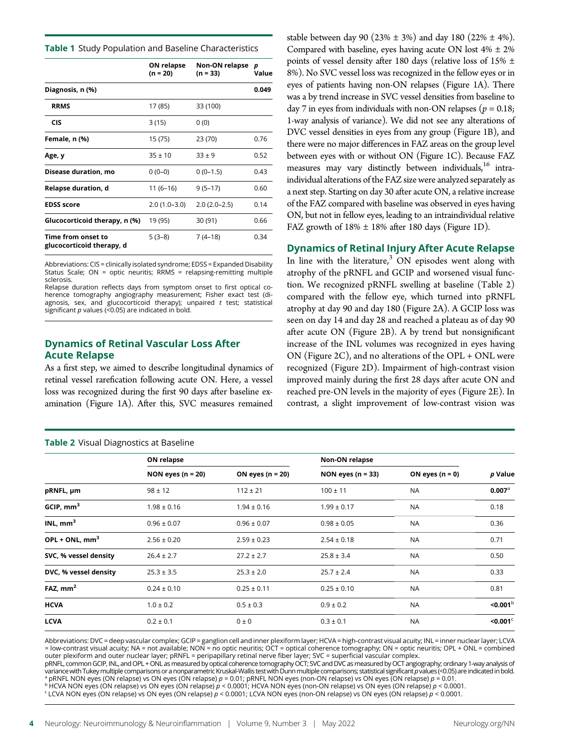**Table 1** Study Population and Baseline Characteristics

| | ON relapse (n = 20) | Non-ON relapse (n = 33) | p Value |
|---|---|---|---|
| **Diagnosis, n (%)** | | | **0.049** |
| **RRMS** | 17 (85) | 33 (100) | |
| **CIS** | 3 (15) | 0 (0) | |
| **Female, n (%)** | 15 (75) | 23 (70) | 0.76 |
| **Age, y** | 35 ± 10 | 33 ± 9 | 0.52 |
| **Disease duration, mo** | 0 (0–0) | 0 (0–1.5) | 0.43 |
| **Relapse duration, d** | 11 (6–16) | 9 (5–17) | 0.60 |
| **EDSS score** | 2.0 (1.0–3.0) | 2.0 (2.0–2.5) | 0.14 |
| **Glucocorticoid therapy, n (%)** | 19 (95) | 30 (91) | 0.66 |
| **Time from onset to glucocorticoid therapy, d** | 5 (3–8) | 7 (4–18) | 0.34 |

Abbreviations: CIS = clinically isolated syndrome; EDSS = Expanded Disability Status Scale; ON = optic neuritis; RRMS = relapsing-remitting multiple sclerosis.
Relapse duration reflects days from symptom onset to first optical coherence tomography angiography measurement; Fisher exact test (diagnosis, sex, and glucocorticoid therapy); unpaired t test; statistical significant p values (<0.05) are indicated in bold.

## Dynamics of Retinal Vascular Loss After Acute Relapse

As a first step, we aimed to describe longitudinal dynamics of retinal vessel rarefication following acute ON. Here, a vessel loss was recognized during the first 90 days after baseline examination (Figure 1A). After this, SVC measures remained stable between day 90 (23% ± 3%) and day 180 (22% ± 4%). Compared with baseline, eyes having acute ON lost 4% ± 2% points of vessel density after 180 days (relative loss of 15% ± 8%). No SVC vessel loss was recognized in the fellow eyes or in eyes of patients having non-ON relapses (Figure 1A). There was a by trend increase in SVC vessel densities from baseline to day 7 in eyes from individuals with non-ON relapses ($p = 0.18$; 1-way analysis of variance). We did not see any alterations of DVC vessel densities in eyes from any group (Figure 1B), and there were no major differences in FAZ areas on the group level between eyes with or without ON (Figure 1C). Because FAZ measures may vary distinctly between individuals,[16] intraindividual alterations of the FAZ size were analyzed separately as a next step. Starting on day 30 after acute ON, a relative increase of the FAZ compared with baseline was observed in eyes having ON, but not in fellow eyes, leading to an intraindividual relative FAZ growth of 18% ± 18% after 180 days (Figure 1D).

## Dynamics of Retinal Injury After Acute Relapse

In line with the literature,[3] ON episodes went along with atrophy of the pRNFL and GCIP and worsened visual function. We recognized pRNFL swelling at baseline (Table 2) compared with the fellow eye, which turned into pRNFL atrophy at day 90 and day 180 (Figure 2A). A GCIP loss was seen on day 14 and day 28 and reached a plateau as of day 90 after acute ON (Figure 2B). A by trend but nonsignificant increase of the INL volumes was recognized in eyes having ON (Figure 2C), and no alterations of the OPL + ONL were recognized (Figure 2D). Impairment of high-contrast vision improved mainly during the first 28 days after acute ON and reached pre-ON levels in the majority of eyes (Figure 2E). In contrast, a slight improvement of low-contrast vision was

**Table 2** Visual Diagnostics at Baseline

| | ON relapse | | Non-ON relapse | | |
|---|---|---|---|---|---|
| | NON eyes (n = 20) | ON eyes (n = 20) | NON eyes (n = 33) | ON eyes (n = 0) | p Value |
| **pRNFL, µm** | 98 ± 12 | 112 ± 21 | 100 ± 11 | NA | **0.007**[a] |
| **GCIP, mm³** | 1.98 ± 0.16 | 1.94 ± 0.16 | 1.99 ± 0.17 | NA | 0.18 |
| **INL, mm³** | 0.96 ± 0.07 | 0.96 ± 0.07 | 0.98 ± 0.05 | NA | 0.36 |
| **OPL + ONL, mm³** | 2.56 ± 0.20 | 2.59 ± 0.23 | 2.54 ± 0.18 | NA | 0.71 |
| **SVC, % vessel density** | 26.4 ± 2.7 | 27.2 ± 2.7 | 25.8 ± 3.4 | NA | 0.50 |
| **DVC, % vessel density** | 25.3 ± 3.5 | 25.3 ± 2.0 | 25.7 ± 2.4 | NA | 0.33 |
| **FAZ, mm²** | 0.24 ± 0.10 | 0.25 ± 0.11 | 0.25 ± 0.10 | NA | 0.81 |
| **HCVA** | 1.0 ± 0.2 | 0.5 ± 0.3 | 0.9 ± 0.2 | NA | **<0.001**[b] |
| **LCVA** | 0.2 ± 0.1 | 0 ± 0 | 0.3 ± 0.1 | NA | **<0.001**[c] |

Abbreviations: DVC = deep vascular complex; GCIP = ganglion cell and inner plexiform layer; HCVA = high-contrast visual acuity; INL = inner nuclear layer; LCVA = low-contrast visual acuity; NA = not available; NON = no optic neuritis; OCT = optical coherence tomography; ON = optic neuritis; OPL + ONL = combined outer plexiform and outer nuclear layer; pRNFL = peripapillary retinal nerve fiber layer; SVC = superficial vascular complex.
pRNFL, common GCIP, INL, and OPL + ONL as measured by optical coherence tomography OCT; SVC and DVC as measured by OCT angiography; ordinary 1-way analysis of variance with Tukey multiple comparisons or a nonparametric Kruskal-Wallis test with Dunn multiple comparisons; statistical significant p values (<0.05) are indicated in bold.
[a] pRNFL NON eyes (ON relapse) vs ON eyes (ON relapse) $p = 0.01$; pRNFL NON eyes (non-ON relapse) vs ON eyes (ON relapse) $p = 0.01$.
[b] HCVA NON eyes (ON relapse) vs ON eyes (ON relapse) $p < 0.0001$; HCVA NON eyes (non-ON relapse) vs ON eyes (ON relapse) $p < 0.0001$.
[c] LCVA NON eyes (ON relapse) vs ON eyes (ON relapse) $p < 0.0001$; LCVA NON eyes (non-ON relapse) vs ON eyes (ON relapse) $p < 0.0001$.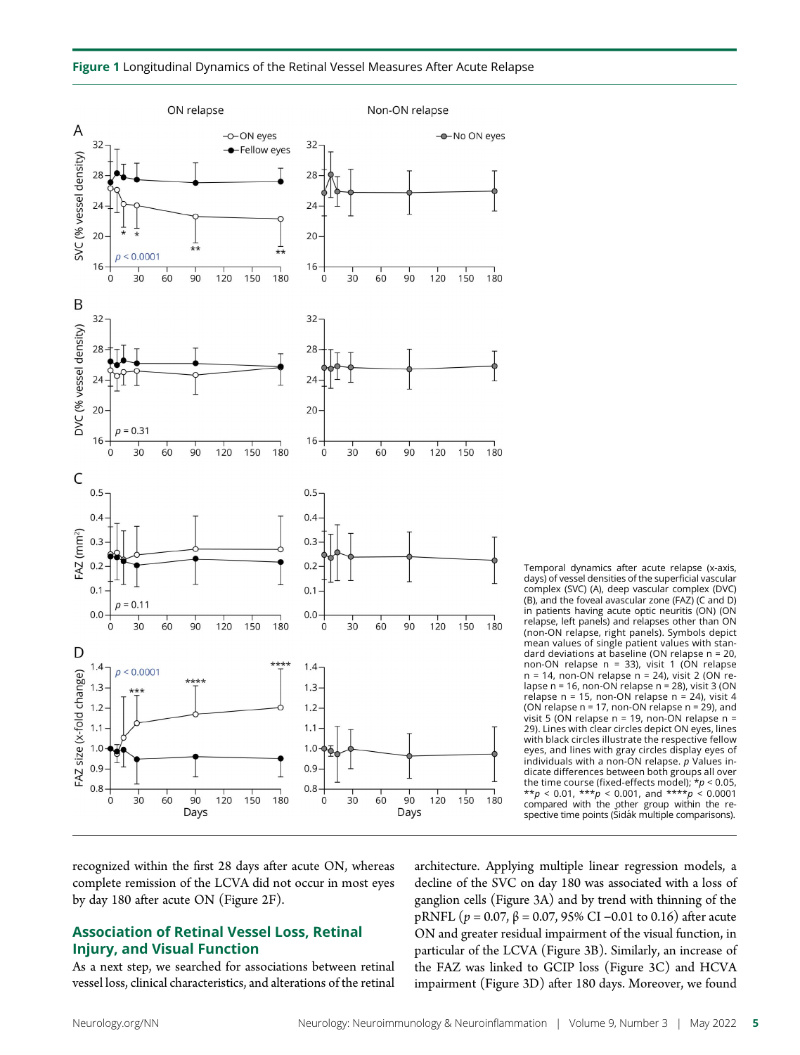**Figure 1** Longitudinal Dynamics of the Retinal Vessel Measures After Acute Relapse

Temporal dynamics after acute relapse (x-axis, days) of vessel densities of the superficial vascular complex (SVC) (A), deep vascular complex (DVC) (B), and the foveal avascular zone (FAZ) (C and D) in patients having acute optic neuritis (ON) (ON relapse, left panels) and relapses other than ON (non-ON relapse, right panels). Symbols depict mean values of single patient values with standard deviations at baseline (ON relapse n = 20, non-ON relapse n = 33), visit 1 (ON relapse n = 14, non-ON relapse n = 24), visit 2 (ON relapse n = 16, non-ON relapse n = 28), visit 3 (ON relapse n = 15, non-ON relapse n = 24), visit 4 (ON relapse n = 17, non-ON relapse n = 29), and visit 5 (ON relapse n = 19, non-ON relapse n = 29). Lines with clear circles depict ON eyes, lines with black circles illustrate the respective fellow eyes, and lines with gray circles display eyes of individuals with a non-ON relapse. *p* Values indicate differences between both groups all over the time course (fixed-effects model); \*$p < 0.05$, \*\*$p < 0.01$, \*\*\*$p < 0.001$, and \*\*\*\*$p < 0.0001$ compared with the other group within the respective time points (Šidák multiple comparisons).

recognized within the first 28 days after acute ON, whereas complete remission of the LCVA did not occur in most eyes by day 180 after acute ON (Figure 2F).

## Association of Retinal Vessel Loss, Retinal Injury, and Visual Function

As a next step, we searched for associations between retinal vessel loss, clinical characteristics, and alterations of the retinal architecture. Applying multiple linear regression models, a decline of the SVC on day 180 was associated with a loss of ganglion cells (Figure 3A) and by trend with thinning of the pRNFL ($p = 0.07$, $\beta = 0.07$, 95% CI −0.01 to 0.16) after acute ON and greater residual impairment of the visual function, in particular of the LCVA (Figure 3B). Similarly, an increase of the FAZ was linked to GCIP loss (Figure 3C) and HCVA impairment (Figure 3D) after 180 days. Moreover, we found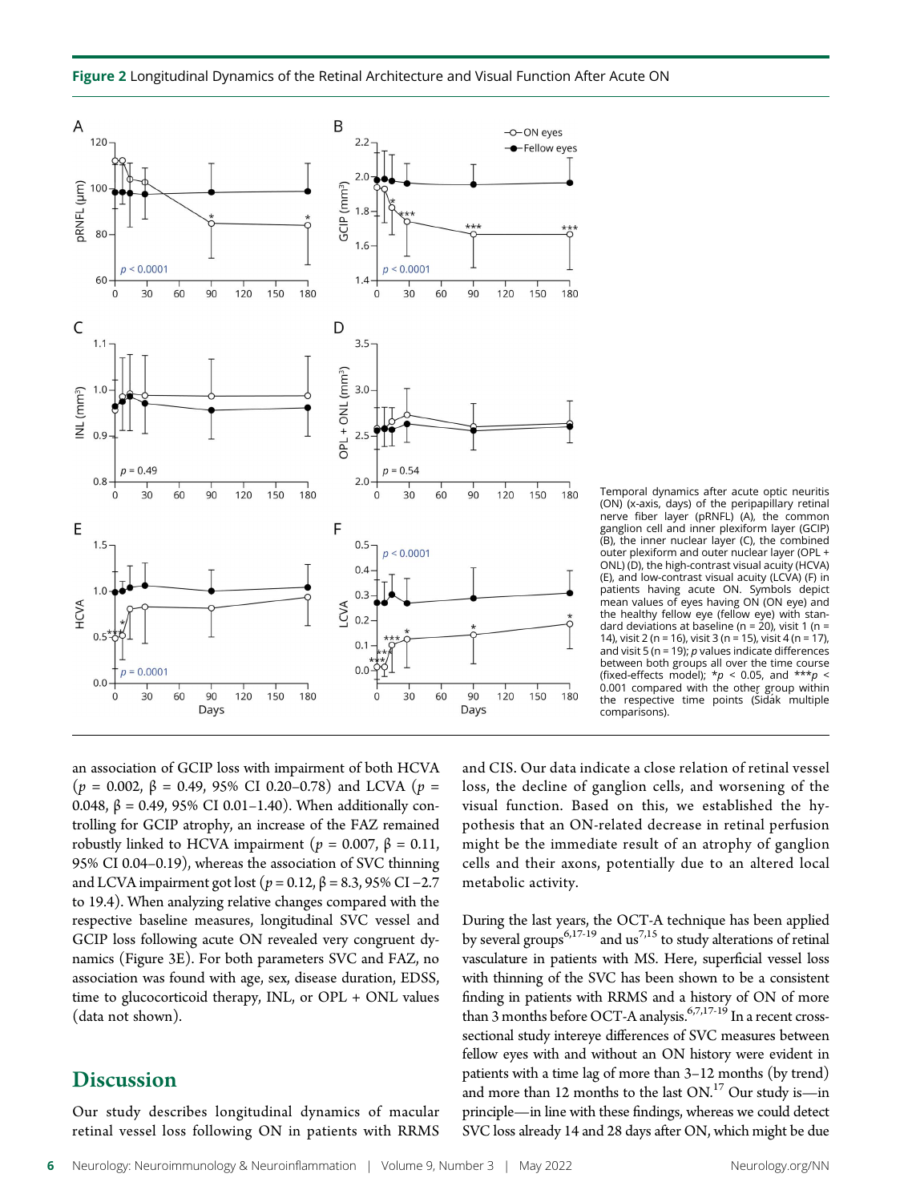**Figure 2** Longitudinal Dynamics of the Retinal Architecture and Visual Function After Acute ON

Temporal dynamics after acute optic neuritis (ON) (x-axis, days) of the peripapillary retinal nerve fiber layer (pRNFL) (A), the common ganglion cell and inner plexiform layer (GCIP) (B), the inner nuclear layer (C), the combined outer plexiform and outer nuclear layer (OPL + ONL) (D), the high-contrast visual acuity (HCVA) (E), and low-contrast visual acuity (LCVA) (F) in patients having acute ON. Symbols depict mean values of eyes having ON (ON eye) and the healthy fellow eye (fellow eye) with standard deviations at baseline (n = 20), visit 1 (n = 14), visit 2 (n = 16), visit 3 (n = 15), visit 4 (n = 17), and visit 5 (n = 19); *p* values indicate differences between both groups all over the time course (fixed-effects model); $*p < 0.05$, and $***p < 0.001$ compared with the other group within the respective time points (Šidák multiple comparisons).

an association of GCIP loss with impairment of both HCVA ($p$ = 0.002, β = 0.49, 95% CI 0.20–0.78) and LCVA ($p$ = 0.048, β = 0.49, 95% CI 0.01–1.40). When additionally controlling for GCIP atrophy, an increase of the FAZ remained robustly linked to HCVA impairment ($p$ = 0.007, β = 0.11, 95% CI 0.04–0.19), whereas the association of SVC thinning and LCVA impairment got lost ($p$ = 0.12, β = 8.3, 95% CI −2.7 to 19.4). When analyzing relative changes compared with the respective baseline measures, longitudinal SVC vessel and GCIP loss following acute ON revealed very congruent dynamics (Figure 3E). For both parameters SVC and FAZ, no association was found with age, sex, disease duration, EDSS, time to glucocorticoid therapy, INL, or OPL + ONL values (data not shown).

## Discussion

Our study describes longitudinal dynamics of macular retinal vessel loss following ON in patients with RRMS and CIS. Our data indicate a close relation of retinal vessel loss, the decline of ganglion cells, and worsening of the visual function. Based on this, we established the hypothesis that an ON-related decrease in retinal perfusion might be the immediate result of an atrophy of ganglion cells and their axons, potentially due to an altered local metabolic activity.

During the last years, the OCT-A technique has been applied by several groups[6,17-19] and us[7,15] to study alterations of retinal vasculature in patients with MS. Here, superficial vessel loss with thinning of the SVC has been shown to be a consistent finding in patients with RRMS and a history of ON of more than 3 months before OCT-A analysis.[6,7,17-19] In a recent cross-sectional study intereye differences of SVC measures between fellow eyes with and without an ON history were evident in patients with a time lag of more than 3–12 months (by trend) and more than 12 months to the last ON.[17] Our study is—in principle—in line with these findings, whereas we could detect SVC loss already 14 and 28 days after ON, which might be due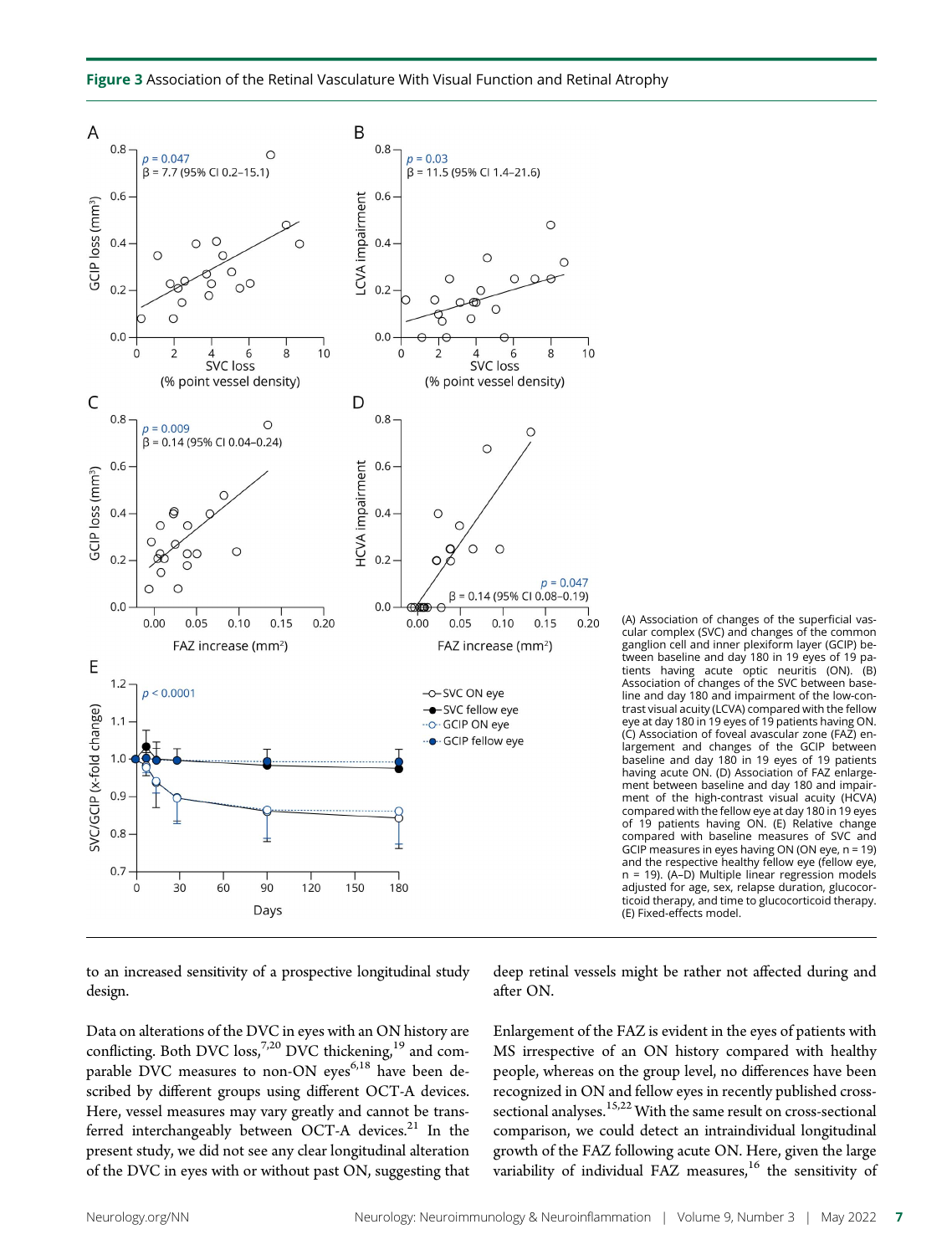**Figure 3** Association of the Retinal Vasculature With Visual Function and Retinal Atrophy

(A) Association of changes of the superficial vascular complex (SVC) and changes of the common ganglion cell and inner plexiform layer (GCIP) between baseline and day 180 in 19 eyes of 19 patients having acute optic neuritis (ON). (B) Association of changes of the SVC between baseline and day 180 and impairment of the low-contrast visual acuity (LCVA) compared with the fellow eye at day 180 in 19 eyes of 19 patients having ON. (C) Association of foveal avascular zone (FAZ) enlargement and changes of the GCIP between baseline and day 180 in 19 eyes of 19 patients having acute ON. (D) Association of FAZ enlargement between baseline and day 180 and impairment of the high-contrast visual acuity (HCVA) compared with the fellow eye at day 180 in 19 eyes of 19 patients having ON. (E) Relative change compared with baseline measures of SVC and GCIP measures in eyes having ON (ON eye, n = 19) and the respective healthy fellow eye (fellow eye, n = 19). (A–D) Multiple linear regression models adjusted for age, sex, relapse duration, glucocorticoid therapy, and time to glucocorticoid therapy. (E) Fixed-effects model.

to an increased sensitivity of a prospective longitudinal study design.

Data on alterations of the DVC in eyes with an ON history are conflicting. Both DVC loss,[7,20] DVC thickening,[19] and comparable DVC measures to non-ON eyes[6,18] have been described by different groups using different OCT-A devices. Here, vessel measures may vary greatly and cannot be transferred interchangeably between OCT-A devices.[21] In the present study, we did not see any clear longitudinal alteration of the DVC in eyes with or without past ON, suggesting that deep retinal vessels might be rather not affected during and after ON.

Enlargement of the FAZ is evident in the eyes of patients with MS irrespective of an ON history compared with healthy people, whereas on the group level, no differences have been recognized in ON and fellow eyes in recently published cross-sectional analyses.[15,22] With the same result on cross-sectional comparison, we could detect an intraindividual longitudinal growth of the FAZ following acute ON. Here, given the large variability of individual FAZ measures,[16] the sensitivity of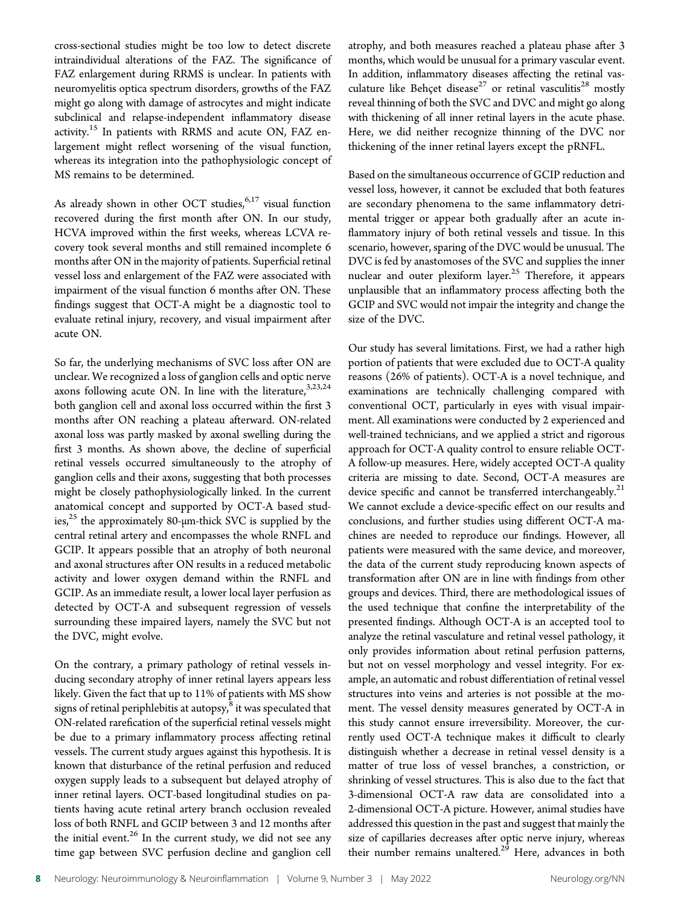cross-sectional studies might be too low to detect discrete intraindividual alterations of the FAZ. The significance of FAZ enlargement during RRMS is unclear. In patients with neuromyelitis optica spectrum disorders, growths of the FAZ might go along with damage of astrocytes and might indicate subclinical and relapse-independent inflammatory disease activity.[15] In patients with RRMS and acute ON, FAZ enlargement might reflect worsening of the visual function, whereas its integration into the pathophysiologic concept of MS remains to be determined.

As already shown in other OCT studies,[6,17] visual function recovered during the first month after ON. In our study, HCVA improved within the first weeks, whereas LCVA recovery took several months and still remained incomplete 6 months after ON in the majority of patients. Superficial retinal vessel loss and enlargement of the FAZ were associated with impairment of the visual function 6 months after ON. These findings suggest that OCT-A might be a diagnostic tool to evaluate retinal injury, recovery, and visual impairment after acute ON.

So far, the underlying mechanisms of SVC loss after ON are unclear. We recognized a loss of ganglion cells and optic nerve axons following acute ON. In line with the literature,[3,23,24] both ganglion cell and axonal loss occurred within the first 3 months after ON reaching a plateau afterward. ON-related axonal loss was partly masked by axonal swelling during the first 3 months. As shown above, the decline of superficial retinal vessels occurred simultaneously to the atrophy of ganglion cells and their axons, suggesting that both processes might be closely pathophysiologically linked. In the current anatomical concept and supported by OCT-A based studies,[25] the approximately 80-μm-thick SVC is supplied by the central retinal artery and encompasses the whole RNFL and GCIP. It appears possible that an atrophy of both neuronal and axonal structures after ON results in a reduced metabolic activity and lower oxygen demand within the RNFL and GCIP. As an immediate result, a lower local layer perfusion as detected by OCT-A and subsequent regression of vessels surrounding these impaired layers, namely the SVC but not the DVC, might evolve.

On the contrary, a primary pathology of retinal vessels inducing secondary atrophy of inner retinal layers appears less likely. Given the fact that up to 11% of patients with MS show signs of retinal periphlebitis at autopsy,[8] it was speculated that ON-related rarefication of the superficial retinal vessels might be due to a primary inflammatory process affecting retinal vessels. The current study argues against this hypothesis. It is known that disturbance of the retinal perfusion and reduced oxygen supply leads to a subsequent but delayed atrophy of inner retinal layers. OCT-based longitudinal studies on patients having acute retinal artery branch occlusion revealed loss of both RNFL and GCIP between 3 and 12 months after the initial event.[26] In the current study, we did not see any time gap between SVC perfusion decline and ganglion cell atrophy, and both measures reached a plateau phase after 3 months, which would be unusual for a primary vascular event. In addition, inflammatory diseases affecting the retinal vasculature like Behçet disease[27] or retinal vasculitis[28] mostly reveal thinning of both the SVC and DVC and might go along with thickening of all inner retinal layers in the acute phase. Here, we did neither recognize thinning of the DVC nor thickening of the inner retinal layers except the pRNFL.

Based on the simultaneous occurrence of GCIP reduction and vessel loss, however, it cannot be excluded that both features are secondary phenomena to the same inflammatory detrimental trigger or appear both gradually after an acute inflammatory injury of both retinal vessels and tissue. In this scenario, however, sparing of the DVC would be unusual. The DVC is fed by anastomoses of the SVC and supplies the inner nuclear and outer plexiform layer.[25] Therefore, it appears unplausible that an inflammatory process affecting both the GCIP and SVC would not impair the integrity and change the size of the DVC.

Our study has several limitations. First, we had a rather high portion of patients that were excluded due to OCT-A quality reasons (26% of patients). OCT-A is a novel technique, and examinations are technically challenging compared with conventional OCT, particularly in eyes with visual impairment. All examinations were conducted by 2 experienced and well-trained technicians, and we applied a strict and rigorous approach for OCT-A quality control to ensure reliable OCT-A follow-up measures. Here, widely accepted OCT-A quality criteria are missing to date. Second, OCT-A measures are device specific and cannot be transferred interchangeably.[21] We cannot exclude a device-specific effect on our results and conclusions, and further studies using different OCT-A machines are needed to reproduce our findings. However, all patients were measured with the same device, and moreover, the data of the current study reproducing known aspects of transformation after ON are in line with findings from other groups and devices. Third, there are methodological issues of the used technique that confine the interpretability of the presented findings. Although OCT-A is an accepted tool to analyze the retinal vasculature and retinal vessel pathology, it only provides information about retinal perfusion patterns, but not on vessel morphology and vessel integrity. For example, an automatic and robust differentiation of retinal vessel structures into veins and arteries is not possible at the moment. The vessel density measures generated by OCT-A in this study cannot ensure irreversibility. Moreover, the currently used OCT-A technique makes it difficult to clearly distinguish whether a decrease in retinal vessel density is a matter of true loss of vessel branches, a constriction, or shrinking of vessel structures. This is also due to the fact that 3-dimensional OCT-A raw data are consolidated into a 2-dimensional OCT-A picture. However, animal studies have addressed this question in the past and suggest that mainly the size of capillaries decreases after optic nerve injury, whereas their number remains unaltered.[29] Here, advances in both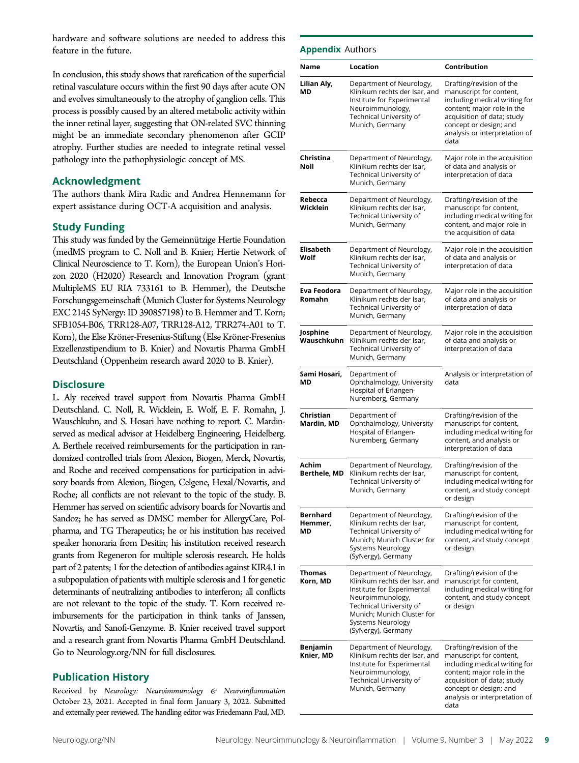hardware and software solutions are needed to address this feature in the future.

In conclusion, this study shows that rarefication of the superficial retinal vasculature occurs within the first 90 days after acute ON and evolves simultaneously to the atrophy of ganglion cells. This process is possibly caused by an altered metabolic activity within the inner retinal layer, suggesting that ON-related SVC thinning might be an immediate secondary phenomenon after GCIP atrophy. Further studies are needed to integrate retinal vessel pathology into the pathophysiologic concept of MS.

## Acknowledgment

The authors thank Mira Radic and Andrea Hennemann for expert assistance during OCT-A acquisition and analysis.

## Study Funding

This study was funded by the Gemeinnützige Hertie Foundation (medMS program to C. Noll and B. Knier; Hertie Network of Clinical Neuroscience to T. Korn), the European Union's Horizon 2020 (H2020) Research and Innovation Program (grant MultipleMS EU RIA 733161 to B. Hemmer), the Deutsche Forschungsgemeinschaft (Munich Cluster for Systems Neurology EXC 2145 SyNergy: ID 390857198) to B. Hemmer and T. Korn; SFB1054-B06, TRR128-A07, TRR128-A12, TRR274-A01 to T. Korn), the Else Kröner-Fresenius-Stiftung (Else Kröner-Fresenius Exzellenzstipendium to B. Knier) and Novartis Pharma GmbH Deutschland (Oppenheim research award 2020 to B. Knier).

## Disclosure

L. Aly received travel support from Novartis Pharma GmbH Deutschland. C. Noll, R. Wicklein, E. Wolf, E. F. Romahn, J. Wauschkuhn, and S. Hosari have nothing to report. C. Mardin-served as medical advisor at Heidelberg Engineering, Heidelberg. A. Berthele received reimbursements for the participation in randomized controlled trials from Alexion, Biogen, Merck, Novartis, and Roche and received compensations for participation in advisory boards from Alexion, Biogen, Celgene, Hexal/Novartis, and Roche; all conflicts are not relevant to the topic of the study. B. Hemmer has served on scientific advisory boards for Novartis and Sandoz; he has served as DMSC member for AllergyCare, Polpharma, and TG Therapeutics; he or his institution has received speaker honoraria from Desitin; his institution received research grants from Regeneron for multiple sclerosis research. He holds part of 2 patents; 1 for the detection of antibodies against KIR4.1 in a subpopulation of patients with multiple sclerosis and 1 for genetic determinants of neutralizing antibodies to interferon; all conflicts are not relevant to the topic of the study. T. Korn received reimbursements for the participation in think tanks of Janssen, Novartis, and Sanofi-Genzyme. B. Knier received travel support and a research grant from Novartis Pharma GmbH Deutschland. Go to Neurology.org/NN for full disclosures.

## Publication History

Received by *Neurology: Neuroimmunology & Neuroinflammation* October 23, 2021. Accepted in final form January 3, 2022. Submitted and externally peer reviewed. The handling editor was Friedemann Paul, MD.

**Appendix** Authors

| Name | Location | Contribution |
|---|---|---|
| **Lilian Aly, MD** | Department of Neurology, Klinikum rechts der Isar, and Institute for Experimental Neuroimmunology, Technical University of Munich, Germany | Drafting/revision of the manuscript for content, including medical writing for content; major role in the acquisition of data; study concept or design; and analysis or interpretation of data |
| **Christina Noll** | Department of Neurology, Klinikum rechts der Isar, Technical University of Munich, Germany | Major role in the acquisition of data and analysis or interpretation of data |
| **Rebecca Wicklein** | Department of Neurology, Klinikum rechts der Isar, Technical University of Munich, Germany | Drafting/revision of the manuscript for content, including medical writing for content, and major role in the acquisition of data |
| **Elisabeth Wolf** | Department of Neurology, Klinikum rechts der Isar, Technical University of Munich, Germany | Major role in the acquisition of data and analysis or interpretation of data |
| **Eva Feodora Romahn** | Department of Neurology, Klinikum rechts der Isar, Technical University of Munich, Germany | Major role in the acquisition of data and analysis or interpretation of data |
| **Josphine Wauschkuhn** | Department of Neurology, Klinikum rechts der Isar, Technical University of Munich, Germany | Major role in the acquisition of data and analysis or interpretation of data |
| **Sami Hosari, MD** | Department of Ophthalmology, University Hospital of Erlangen-Nuremberg, Germany | Analysis or interpretation of data |
| **Christian Mardin, MD** | Department of Ophthalmology, University Hospital of Erlangen-Nuremberg, Germany | Drafting/revision of the manuscript for content, including medical writing for content, and analysis or interpretation of data |
| **Achim Berthele, MD** | Department of Neurology, Klinikum rechts der Isar, Technical University of Munich, Germany | Drafting/revision of the manuscript for content, including medical writing for content, and study concept or design |
| **Bernhard Hemmer, MD** | Department of Neurology, Klinikum rechts der Isar, Technical University of Munich; Munich Cluster for Systems Neurology (SyNergy), Germany | Drafting/revision of the manuscript for content, including medical writing for content, and study concept or design |
| **Thomas Korn, MD** | Department of Neurology, Klinikum rechts der Isar, and Institute for Experimental Neuroimmunology, Technical University of Munich; Munich Cluster for Systems Neurology (SyNergy), Germany | Drafting/revision of the manuscript for content, including medical writing for content, and study concept or design |
| **Benjamin Knier, MD** | Department of Neurology, Klinikum rechts der Isar, and Institute for Experimental Neuroimmunology, Technical University of Munich, Germany | Drafting/revision of the manuscript for content, including medical writing for content; major role in the acquisition of data; study concept or design; and analysis or interpretation of data |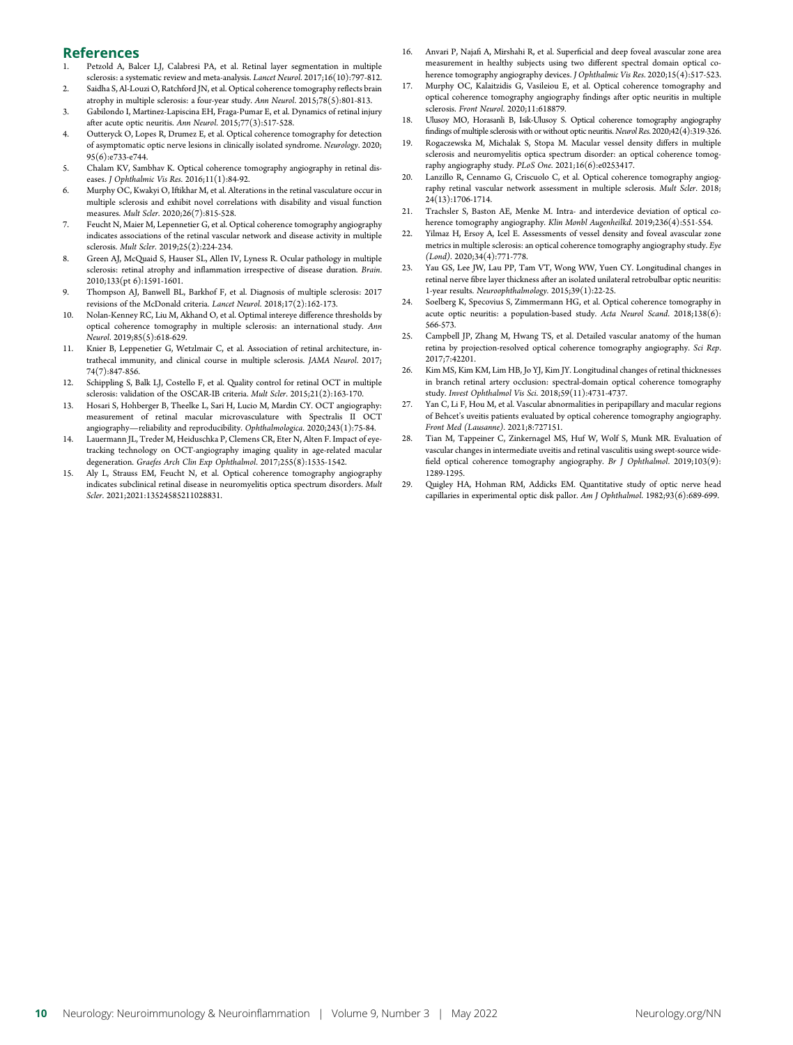## References

1. Petzold A, Balcer LJ, Calabresi PA, et al. Retinal layer segmentation in multiple sclerosis: a systematic review and meta-analysis. *Lancet Neurol*. 2017;16(10):797-812.
2. Saidha S, Al-Louzi O, Ratchford JN, et al. Optical coherence tomography reflects brain atrophy in multiple sclerosis: a four-year study. *Ann Neurol*. 2015;78(5):801-813.
3. Gabilondo I, Martinez-Lapiscina EH, Fraga-Pumar E, et al. Dynamics of retinal injury after acute optic neuritis. *Ann Neurol*. 2015;77(3):517-528.
4. Outteryck O, Lopes R, Drumez E, et al. Optical coherence tomography for detection of asymptomatic optic nerve lesions in clinically isolated syndrome. *Neurology*. 2020;95(6):e733-e744.
5. Chalam KV, Sambhav K. Optical coherence tomography angiography in retinal diseases. *J Ophthalmic Vis Res*. 2016;11(1):84-92.
6. Murphy OC, Kwakyi O, Iftikhar M, et al. Alterations in the retinal vasculature occur in multiple sclerosis and exhibit novel correlations with disability and visual function measures. *Mult Scler*. 2020;26(7):815-528.
7. Feucht N, Maier M, Lepennetier G, et al. Optical coherence tomography angiography indicates associations of the retinal vascular network and disease activity in multiple sclerosis. *Mult Scler*. 2019;25(2):224-234.
8. Green AJ, McQuaid S, Hauser SL, Allen IV, Lyness R. Ocular pathology in multiple sclerosis: retinal atrophy and inflammation irrespective of disease duration. *Brain*. 2010;133(pt 6):1591-1601.
9. Thompson AJ, Banwell BL, Barkhof F, et al. Diagnosis of multiple sclerosis: 2017 revisions of the McDonald criteria. *Lancet Neurol*. 2018;17(2):162-173.
10. Nolan-Kenney RC, Liu M, Akhand O, et al. Optimal intereye difference thresholds by optical coherence tomography in multiple sclerosis: an international study. *Ann Neurol*. 2019;85(5):618-629.
11. Knier B, Leppenetier G, Wetzlmair C, et al. Association of retinal architecture, intrathecal immunity, and clinical course in multiple sclerosis. *JAMA Neurol*. 2017;74(7):847-856.
12. Schippling S, Balk LJ, Costello F, et al. Quality control for retinal OCT in multiple sclerosis: validation of the OSCAR-IB criteria. *Mult Scler*. 2015;21(2):163-170.
13. Hosari S, Hohberger B, Theelke L, Sari H, Lucio M, Mardin CY. OCT angiography: measurement of retinal macular microvasculature with Spectralis II OCT angiography—reliability and reproducibility. *Ophthalmologica*. 2020;243(1):75-84.
14. Lauermann JL, Treder M, Heiduschka P, Clemens CR, Eter N, Alten F. Impact of eye-tracking technology on OCT-angiography imaging quality in age-related macular degeneration. *Graefes Arch Clin Exp Ophthalmol*. 2017;255(8):1535-1542.
15. Aly L, Strauss EM, Feucht N, et al. Optical coherence tomography angiography indicates subclinical retinal disease in neuromyelitis optica spectrum disorders. *Mult Scler*. 2021;2021:13524585211028831.
16. Anvari P, Najafi A, Mirshahi R, et al. Superficial and deep foveal avascular zone area measurement in healthy subjects using two different spectral domain optical coherence tomography angiography devices. *J Ophthalmic Vis Res*. 2020;15(4):517-523.
17. Murphy OC, Kalaitzidis G, Vasileiou E, et al. Optical coherence tomography and optical coherence tomography angiography findings after optic neuritis in multiple sclerosis. *Front Neurol*. 2020;11:618879.
18. Ulusoy MO, Horasanli B, Isik-Ulusoy S. Optical coherence tomography angiography findings of multiple sclerosis with or without optic neuritis. *Neurol Res*. 2020;42(4):319-326.
19. Rogaczewska M, Michalak S, Stopa M. Macular vessel density differs in multiple sclerosis and neuromyelitis optica spectrum disorder: an optical coherence tomography angiography study. *PLoS One*. 2021;16(6):e0253417.
20. Lanzillo R, Cennamo G, Criscuolo C, et al. Optical coherence tomography angiography retinal vascular network assessment in multiple sclerosis. *Mult Scler*. 2018;24(13):1706-1714.
21. Trachsler S, Baston AE, Menke M. Intra- and interdevice deviation of optical coherence tomography angiography. *Klin Monbl Augenheilkd*. 2019;236(4):551-554.
22. Yilmaz H, Ersoy A, Icel E. Assessments of vessel density and foveal avascular zone metrics in multiple sclerosis: an optical coherence tomography angiography study. *Eye (Lond)*. 2020;34(4):771-778.
23. Yau GS, Lee JW, Lau PP, Tam VT, Wong WW, Yuen CY. Longitudinal changes in retinal nerve fibre layer thickness after an isolated unilateral retrobulbar optic neuritis: 1-year results. *Neuroophthalmology*. 2015;39(1):22-25.
24. Soelberg K, Specovius S, Zimmermann HG, et al. Optical coherence tomography in acute optic neuritis: a population-based study. *Acta Neurol Scand*. 2018;138(6):566-573.
25. Campbell JP, Zhang M, Hwang TS, et al. Detailed vascular anatomy of the human retina by projection-resolved optical coherence tomography angiography. *Sci Rep*. 2017;7:42201.
26. Kim MS, Kim KM, Lim HB, Jo YJ, Kim JY. Longitudinal changes of retinal thicknesses in branch retinal artery occlusion: spectral-domain optical coherence tomography study. *Invest Ophthalmol Vis Sci*. 2018;59(11):4731-4737.
27. Yan C, Li F, Hou M, et al. Vascular abnormalities in peripapillary and macular regions of Behcet's uveitis patients evaluated by optical coherence tomography angiography. *Front Med (Lausanne)*. 2021;8:727151.
28. Tian M, Tappeiner C, Zinkernagel MS, Huf W, Wolf S, Munk MR. Evaluation of vascular changes in intermediate uveitis and retinal vasculitis using swept-source wide-field optical coherence tomography angiography. *Br J Ophthalmol*. 2019;103(9):1289-1295.
29. Quigley HA, Hohman RM, Addicks EM. Quantitative study of optic nerve head capillaries in experimental optic disk pallor. *Am J Ophthalmol*. 1982;93(6):689-699.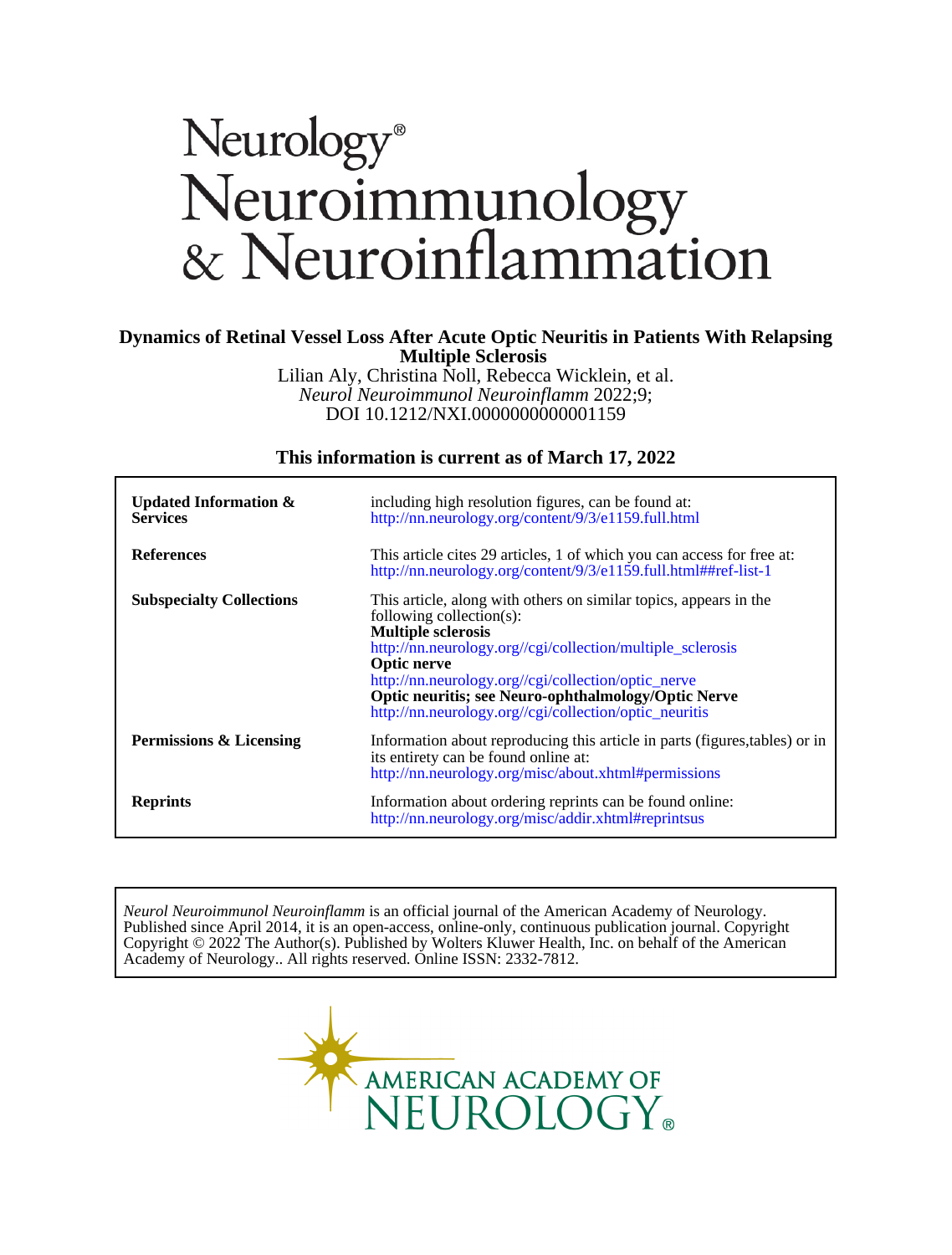# Neurology® Neuroimmunology & Neuroinflammation

**Dynamics of Retinal Vessel Loss After Acute Optic Neuritis in Patients With Relapsing Multiple Sclerosis**

Lilian Aly, Christina Noll, Rebecca Wicklein, et al.

*Neurol Neuroimmunol Neuroinflamm* 2022;9;

DOI 10.1212/NXI.0000000000001159

**This information is current as of March 17, 2022**

| | |
|---|---|
| **Updated Information & Services** | including high resolution figures, can be found at: http://nn.neurology.org/content/9/3/e1159.full.html |
| **References** | This article cites 29 articles, 1 of which you can access for free at: http://nn.neurology.org/content/9/3/e1159.full.html##ref-list-1 |
| **Subspecialty Collections** | This article, along with others on similar topics, appears in the following collection(s): **Multiple sclerosis** http://nn.neurology.org//cgi/collection/multiple_sclerosis **Optic nerve** http://nn.neurology.org//cgi/collection/optic_nerve **Optic neuritis; see Neuro-ophthalmology/Optic Nerve** http://nn.neurology.org//cgi/collection/optic_neuritis |
| **Permissions & Licensing** | Information about reproducing this article in parts (figures,tables) or in its entirety can be found online at: http://nn.neurology.org/misc/about.xhtml#permissions |
| **Reprints** | Information about ordering reprints can be found online: http://nn.neurology.org/misc/addir.xhtml#reprintsus |

*Neurol Neuroimmunol Neuroinflamm* is an official journal of the American Academy of Neurology. Published since April 2014, it is an open-access, online-only, continuous publication journal. Copyright Copyright © 2022 The Author(s). Published by Wolters Kluwer Health, Inc. on behalf of the American Academy of Neurology.. All rights reserved. Online ISSN: 2332-7812.

AMERICAN ACADEMY OF NEUROLOGY®